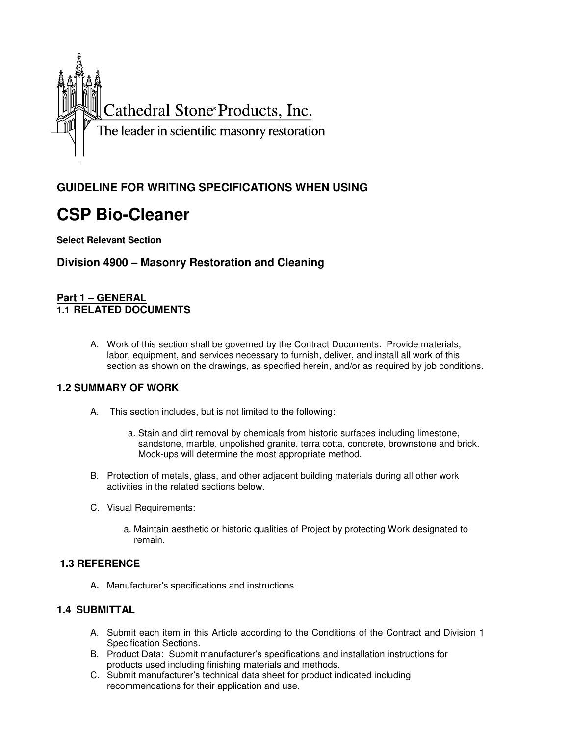Cathedral Stone® Products, Inc.

The leader in scientific masonry restoration

## GUIDELINE FOR WRITING SPECIFICATIONS WHEN USING

# CSP Bio-Cleaner

**Select Relevant Section**

### Division 4900 – Masonry Restoration and Cleaning

**Part 1 – GENERAL**

### 1.1 RELATED DOCUMENTS

A. Work of this section shall be governed by the Contract Documents. Provide materials, labor, equipment, and services necessary to furnish, deliver, and install all work of this section as shown on the drawings, as specified herein, and/or as required by job conditions.

### 1.2 SUMMARY OF WORK

A. This section includes, but is not limited to the following:

   a. Stain and dirt removal by chemicals from historic surfaces including limestone, sandstone, marble, unpolished granite, terra cotta, concrete, brownstone and brick. Mock-ups will determine the most appropriate method.

B. Protection of metals, glass, and other adjacent building materials during all other work activities in the related sections below.

C. Visual Requirements:

   a. Maintain aesthetic or historic qualities of Project by protecting Work designated to remain.

### 1.3 REFERENCE

A. Manufacturer's specifications and instructions.

### 1.4 SUBMITTAL

A. Submit each item in this Article according to the Conditions of the Contract and Division 1 Specification Sections.
B. Product Data: Submit manufacturer's specifications and installation instructions for products used including finishing materials and methods.
C. Submit manufacturer's technical data sheet for product indicated including recommendations for their application and use.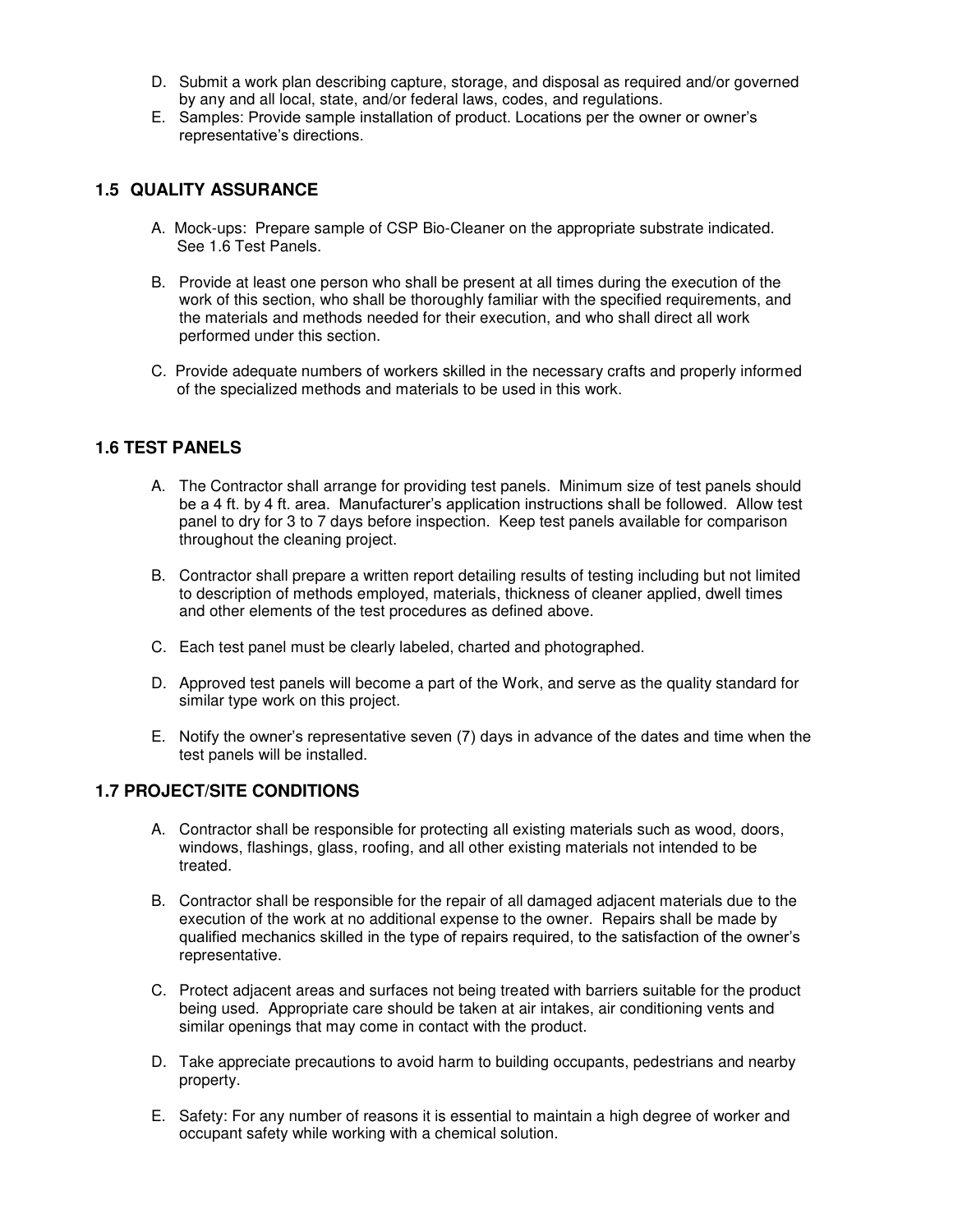D. Submit a work plan describing capture, storage, and disposal as required and/or governed by any and all local, state, and/or federal laws, codes, and regulations.

E. Samples: Provide sample installation of product. Locations per the owner or owner's representative's directions.

## 1.5 QUALITY ASSURANCE

A. Mock-ups: Prepare sample of CSP Bio-Cleaner on the appropriate substrate indicated. See 1.6 Test Panels.

B. Provide at least one person who shall be present at all times during the execution of the work of this section, who shall be thoroughly familiar with the specified requirements, and the materials and methods needed for their execution, and who shall direct all work performed under this section.

C. Provide adequate numbers of workers skilled in the necessary crafts and properly informed of the specialized methods and materials to be used in this work.

## 1.6 TEST PANELS

A. The Contractor shall arrange for providing test panels. Minimum size of test panels should be a 4 ft. by 4 ft. area. Manufacturer's application instructions shall be followed. Allow test panel to dry for 3 to 7 days before inspection. Keep test panels available for comparison throughout the cleaning project.

B. Contractor shall prepare a written report detailing results of testing including but not limited to description of methods employed, materials, thickness of cleaner applied, dwell times and other elements of the test procedures as defined above.

C. Each test panel must be clearly labeled, charted and photographed.

D. Approved test panels will become a part of the Work, and serve as the quality standard for similar type work on this project.

E. Notify the owner's representative seven (7) days in advance of the dates and time when the test panels will be installed.

## 1.7 PROJECT/SITE CONDITIONS

A. Contractor shall be responsible for protecting all existing materials such as wood, doors, windows, flashings, glass, roofing, and all other existing materials not intended to be treated.

B. Contractor shall be responsible for the repair of all damaged adjacent materials due to the execution of the work at no additional expense to the owner. Repairs shall be made by qualified mechanics skilled in the type of repairs required, to the satisfaction of the owner's representative.

C. Protect adjacent areas and surfaces not being treated with barriers suitable for the product being used. Appropriate care should be taken at air intakes, air conditioning vents and similar openings that may come in contact with the product.

D. Take appreciate precautions to avoid harm to building occupants, pedestrians and nearby property.

E. Safety: For any number of reasons it is essential to maintain a high degree of worker and occupant safety while working with a chemical solution.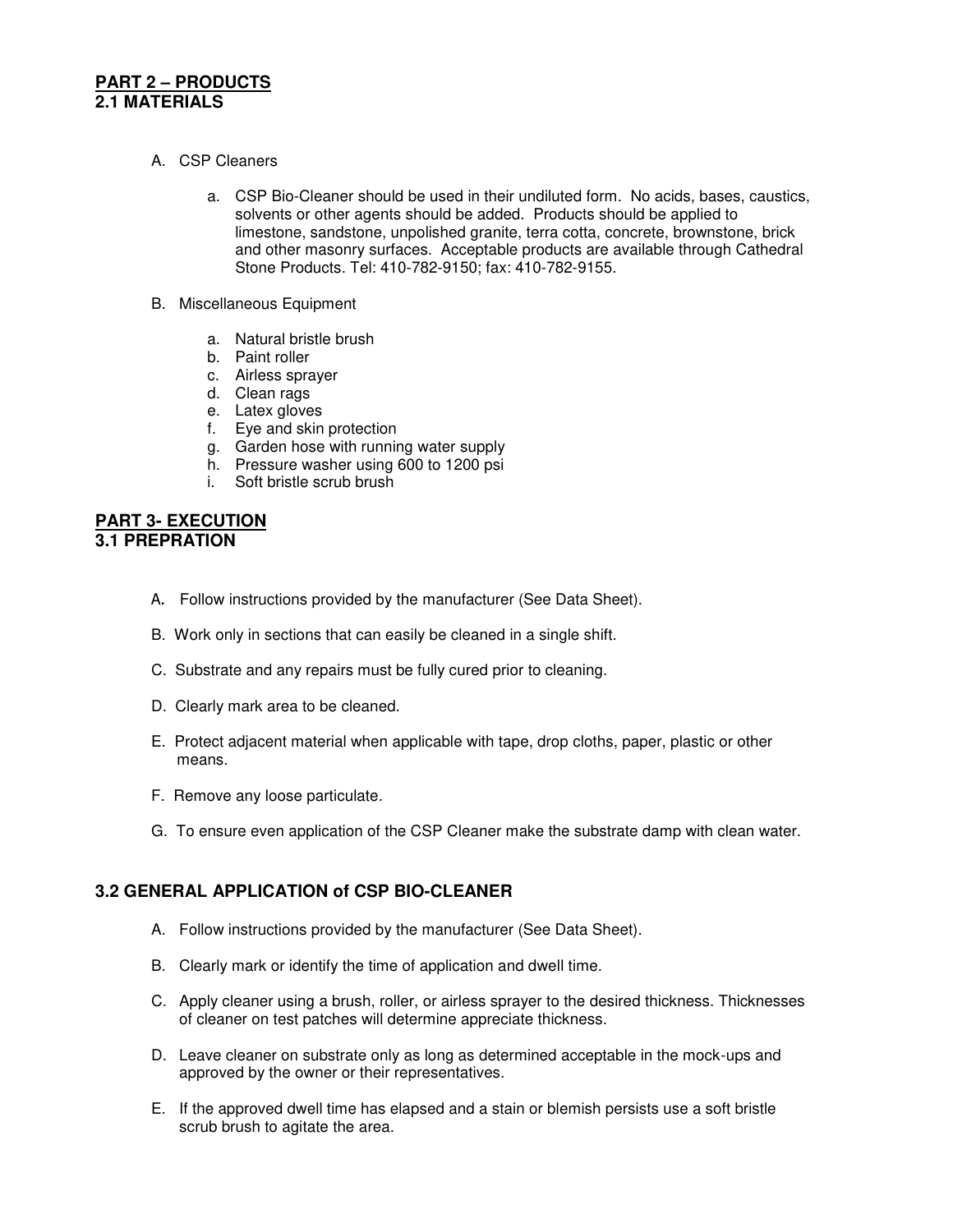## PART 2 – PRODUCTS
### 2.1 MATERIALS

A. CSP Cleaners

   a. CSP Bio-Cleaner should be used in their undiluted form. No acids, bases, caustics, solvents or other agents should be added. Products should be applied to limestone, sandstone, unpolished granite, terra cotta, concrete, brownstone, brick and other masonry surfaces. Acceptable products are available through Cathedral Stone Products. Tel: 410-782-9150; fax: 410-782-9155.

B. Miscellaneous Equipment

   a. Natural bristle brush
   b. Paint roller
   c. Airless sprayer
   d. Clean rags
   e. Latex gloves
   f. Eye and skin protection
   g. Garden hose with running water supply
   h. Pressure washer using 600 to 1200 psi
   i. Soft bristle scrub brush

## PART 3- EXECUTION
### 3.1 PREPRATION

A. Follow instructions provided by the manufacturer (See Data Sheet).

B. Work only in sections that can easily be cleaned in a single shift.

C. Substrate and any repairs must be fully cured prior to cleaning.

D. Clearly mark area to be cleaned.

E. Protect adjacent material when applicable with tape, drop cloths, paper, plastic or other means.

F. Remove any loose particulate.

G. To ensure even application of the CSP Cleaner make the substrate damp with clean water.

### 3.2 GENERAL APPLICATION of CSP BIO-CLEANER

A. Follow instructions provided by the manufacturer (See Data Sheet).

B. Clearly mark or identify the time of application and dwell time.

C. Apply cleaner using a brush, roller, or airless sprayer to the desired thickness. Thicknesses of cleaner on test patches will determine appreciate thickness.

D. Leave cleaner on substrate only as long as determined acceptable in the mock-ups and approved by the owner or their representatives.

E. If the approved dwell time has elapsed and a stain or blemish persists use a soft bristle scrub brush to agitate the area.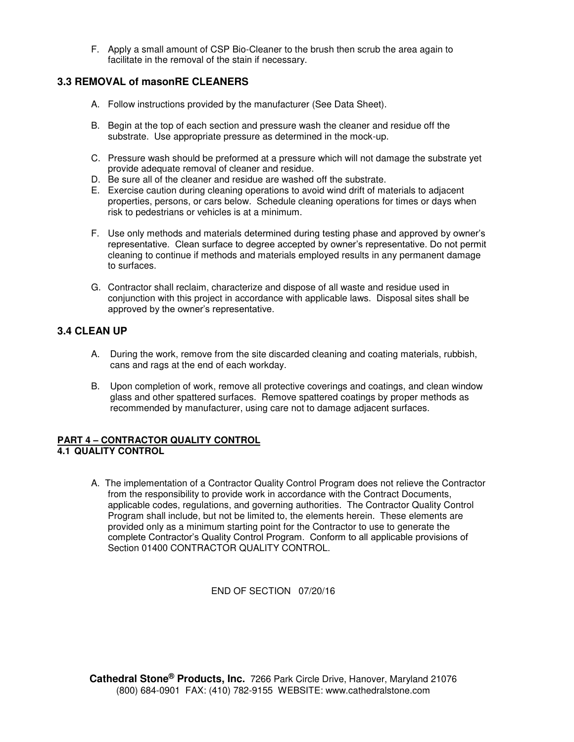F. Apply a small amount of CSP Bio-Cleaner to the brush then scrub the area again to facilitate in the removal of the stain if necessary.

### 3.3 REMOVAL of masonRE CLEANERS

A. Follow instructions provided by the manufacturer (See Data Sheet).

B. Begin at the top of each section and pressure wash the cleaner and residue off the substrate. Use appropriate pressure as determined in the mock-up.

C. Pressure wash should be preformed at a pressure which will not damage the substrate yet provide adequate removal of cleaner and residue.

D. Be sure all of the cleaner and residue are washed off the substrate.

E. Exercise caution during cleaning operations to avoid wind drift of materials to adjacent properties, persons, or cars below. Schedule cleaning operations for times or days when risk to pedestrians or vehicles is at a minimum.

F. Use only methods and materials determined during testing phase and approved by owner's representative. Clean surface to degree accepted by owner's representative. Do not permit cleaning to continue if methods and materials employed results in any permanent damage to surfaces.

G. Contractor shall reclaim, characterize and dispose of all waste and residue used in conjunction with this project in accordance with applicable laws. Disposal sites shall be approved by the owner's representative.

### 3.4 CLEAN UP

A. During the work, remove from the site discarded cleaning and coating materials, rubbish, cans and rags at the end of each workday.

B. Upon completion of work, remove all protective coverings and coatings, and clean window glass and other spattered surfaces. Remove spattered coatings by proper methods as recommended by manufacturer, using care not to damage adjacent surfaces.

## PART 4 – CONTRACTOR QUALITY CONTROL

### 4.1 QUALITY CONTROL

A. The implementation of a Contractor Quality Control Program does not relieve the Contractor from the responsibility to provide work in accordance with the Contract Documents, applicable codes, regulations, and governing authorities. The Contractor Quality Control Program shall include, but not be limited to, the elements herein. These elements are provided only as a minimum starting point for the Contractor to use to generate the complete Contractor's Quality Control Program. Conform to all applicable provisions of Section 01400 CONTRACTOR QUALITY CONTROL.

END OF SECTION 07/20/16

**Cathedral Stone® Products, Inc.** 7266 Park Circle Drive, Hanover, Maryland 21076
(800) 684-0901 FAX: (410) 782-9155 WEBSITE: www.cathedralstone.com